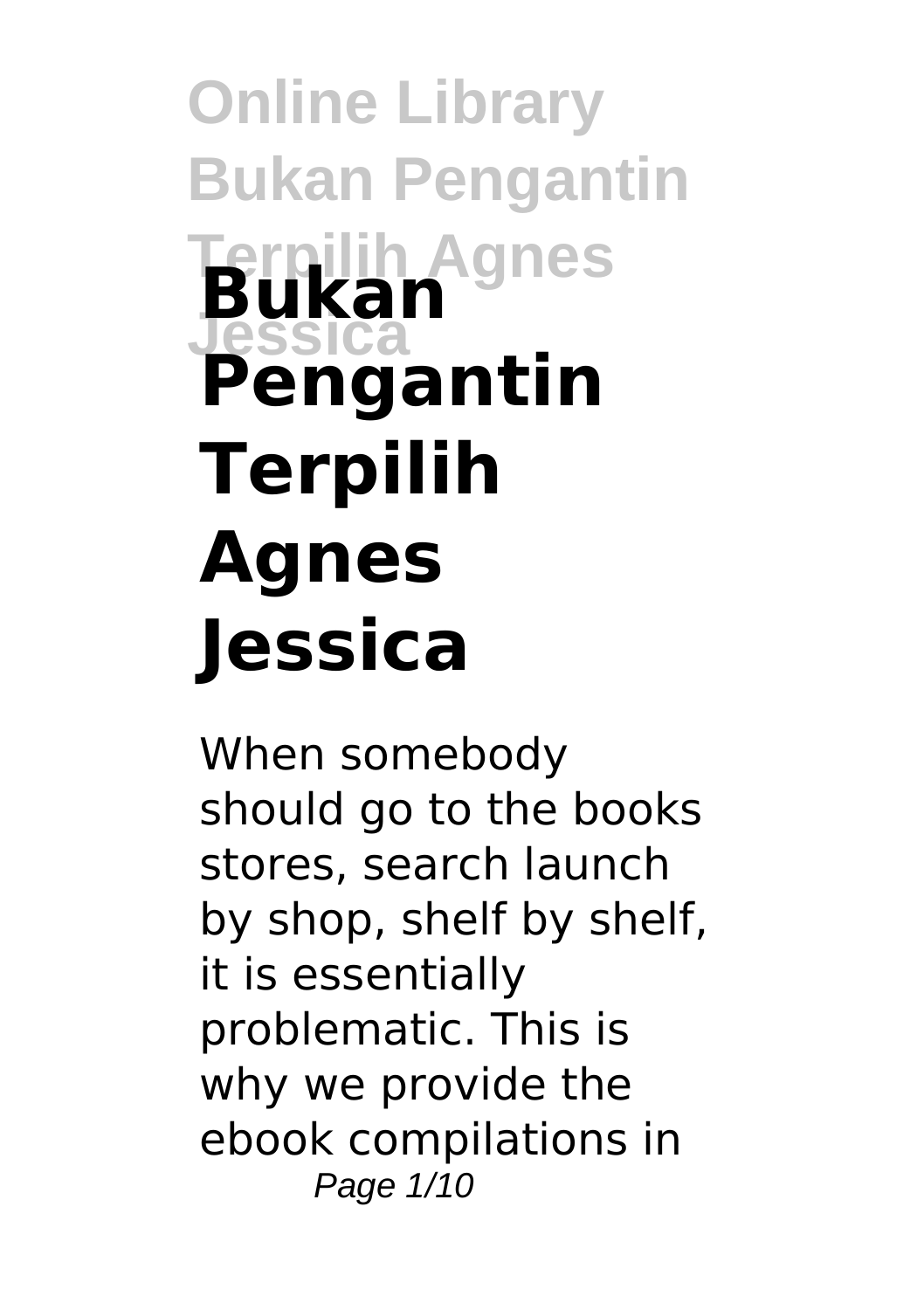# Bukan Pengantin Terpilih Agnes Jessica

When somebody should go to the books stores, search launch by shop, shelf by shelf, it is essentially problematic. This is why we provide the ebook compilations in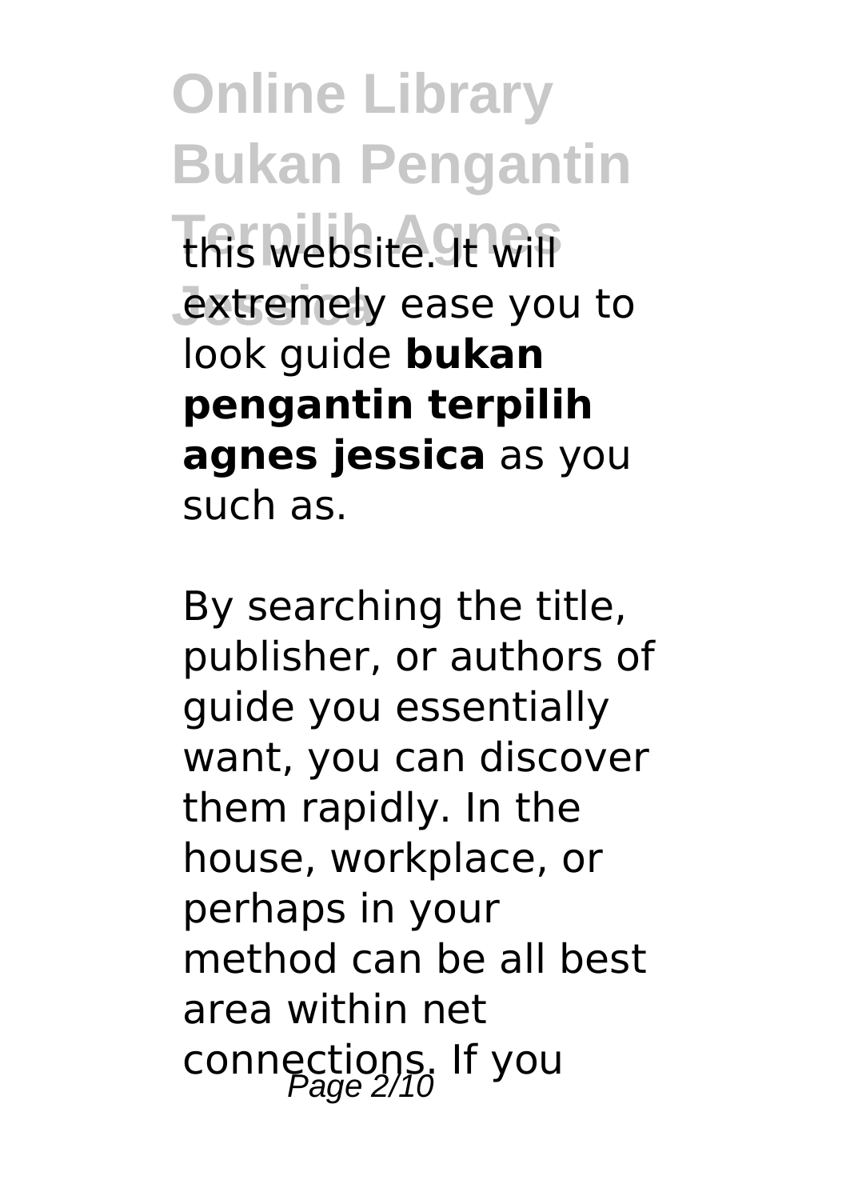this website. It will extremely ease you to look guide **bukan pengantin terpilih agnes jessica** as you such as.

By searching the title, publisher, or authors of guide you essentially want, you can discover them rapidly. In the house, workplace, or perhaps in your method can be all best area within net connections. If you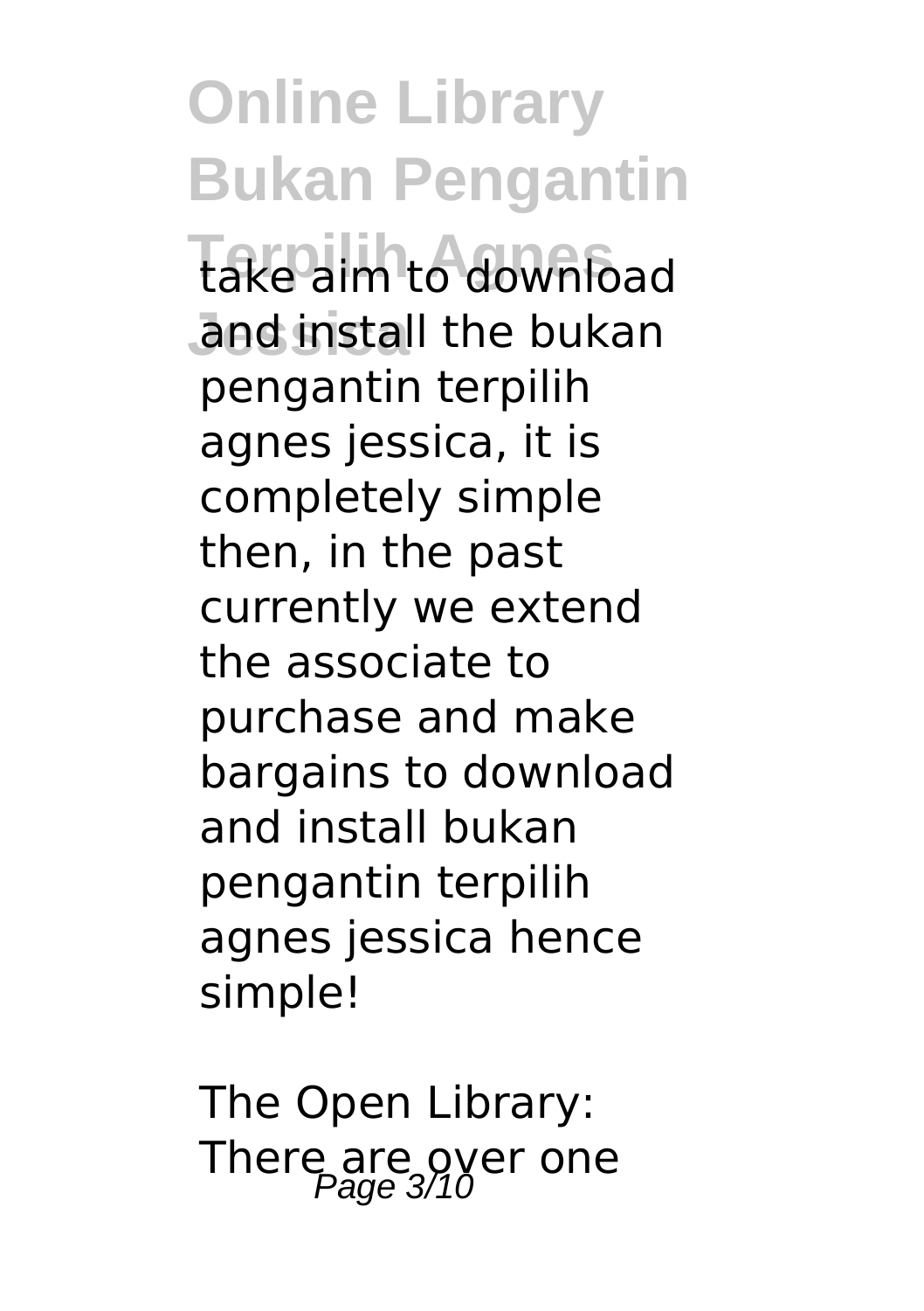take aim to download and install the bukan pengantin terpilih agnes jessica, it is completely simple then, in the past currently we extend the associate to purchase and make bargains to download and install bukan pengantin terpilih agnes jessica hence simple!

The Open Library: There are over one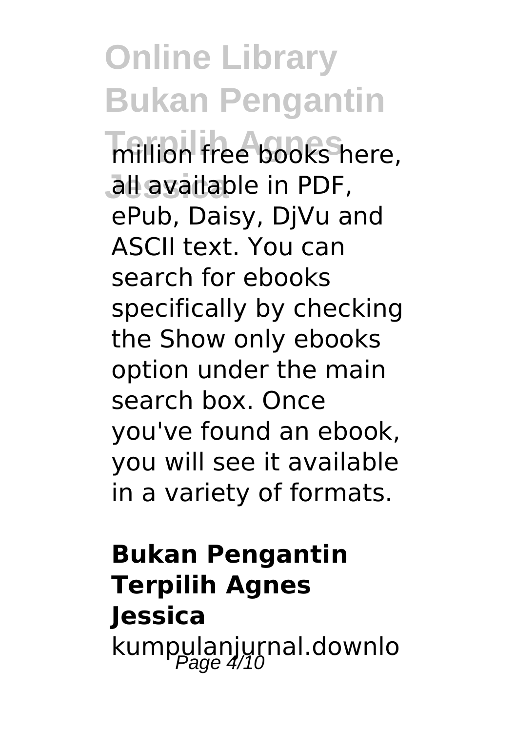million free books here, all available in PDF, ePub, Daisy, DjVu and ASCII text. You can search for ebooks specifically by checking the Show only ebooks option under the main search box. Once you've found an ebook, you will see it available in a variety of formats.

## Bukan Pengantin Terpilih Agnes Jessica

kumpulanjurnal.downlo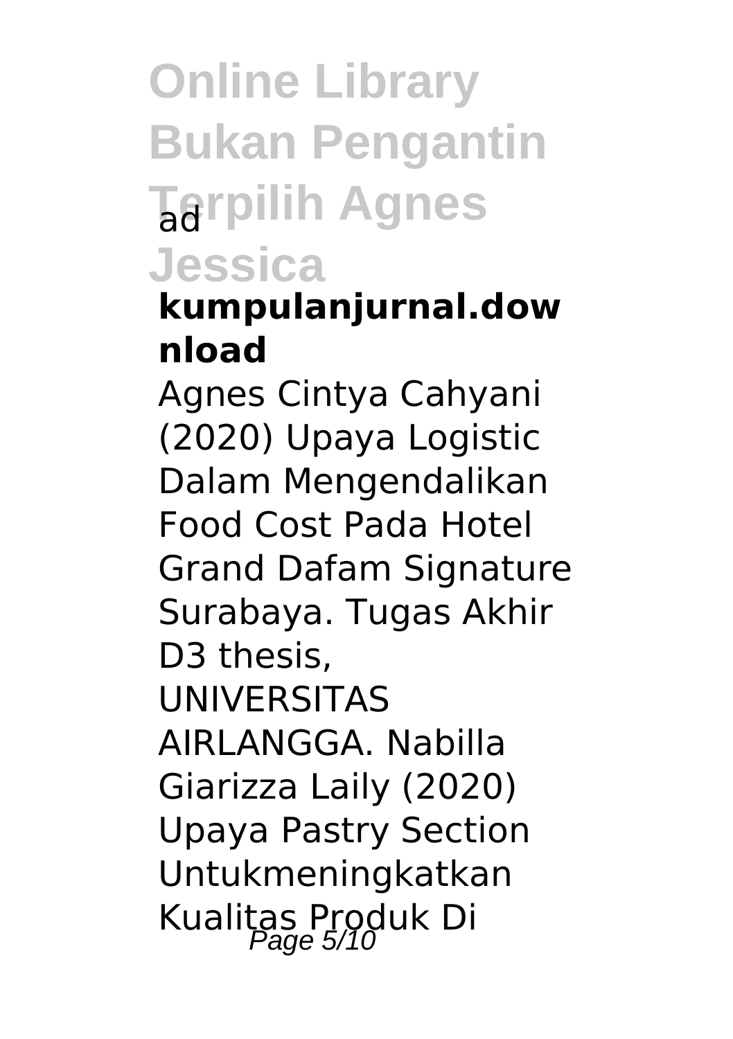### kumpulanjurnal.download

Agnes Cintya Cahyani (2020) Upaya Logistic Dalam Mengendalikan Food Cost Pada Hotel Grand Dafam Signature Surabaya. Tugas Akhir D3 thesis, UNIVERSITAS AIRLANGGA. Nabilla Giarizza Laily (2020) Upaya Pastry Section Untukmeningkatkan Kualitas Produk Di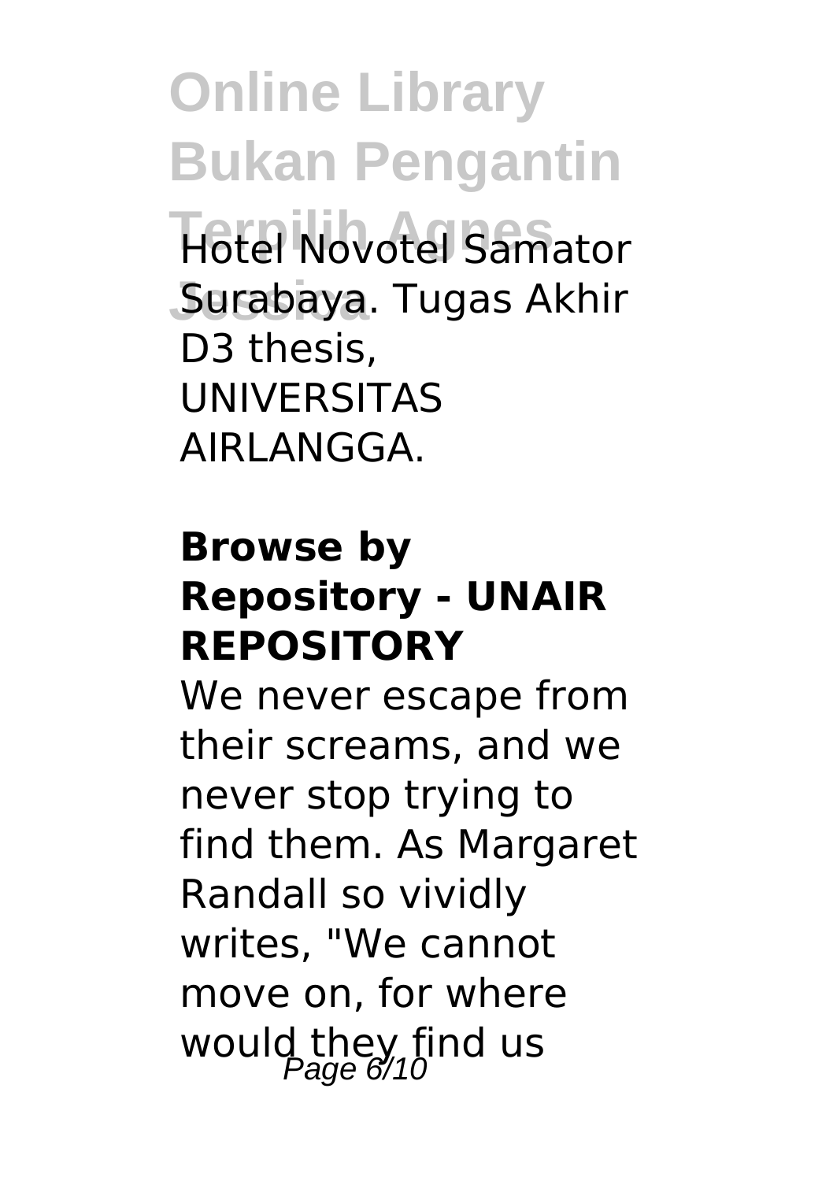Hotel Novotel Samator Surabaya. Tugas Akhir D3 thesis, UNIVERSITAS AIRLANGGA.

**Browse by Repository - UNAIR REPOSITORY**

We never escape from their screams, and we never stop trying to find them. As Margaret Randall so vividly writes, "We cannot move on, for where would they find us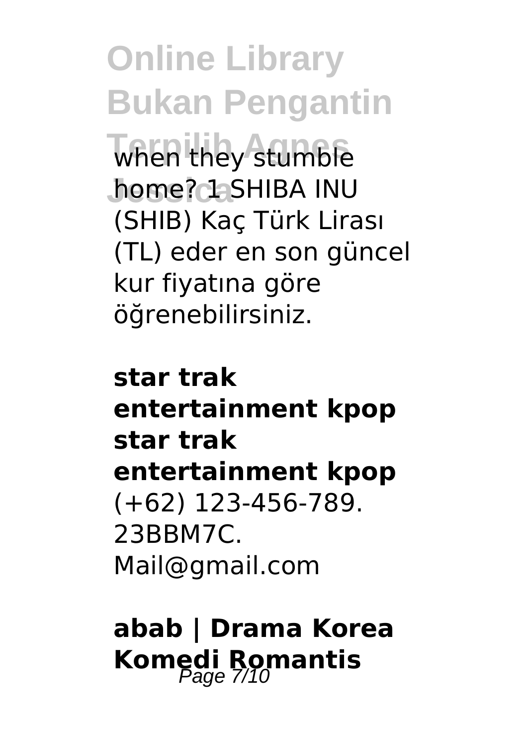when they stumble home? 1 SHIBA INU (SHIB) Kaç Türk Lirası (TL) eder en son güncel kur fiyatına göre öğrenebilirsiniz.

**star trak entertainment kpop star trak entertainment kpop**
(+62) 123-456-789. 23BBM7C. Mail@gmail.com

## abab | Drama Korea Komedi Romantis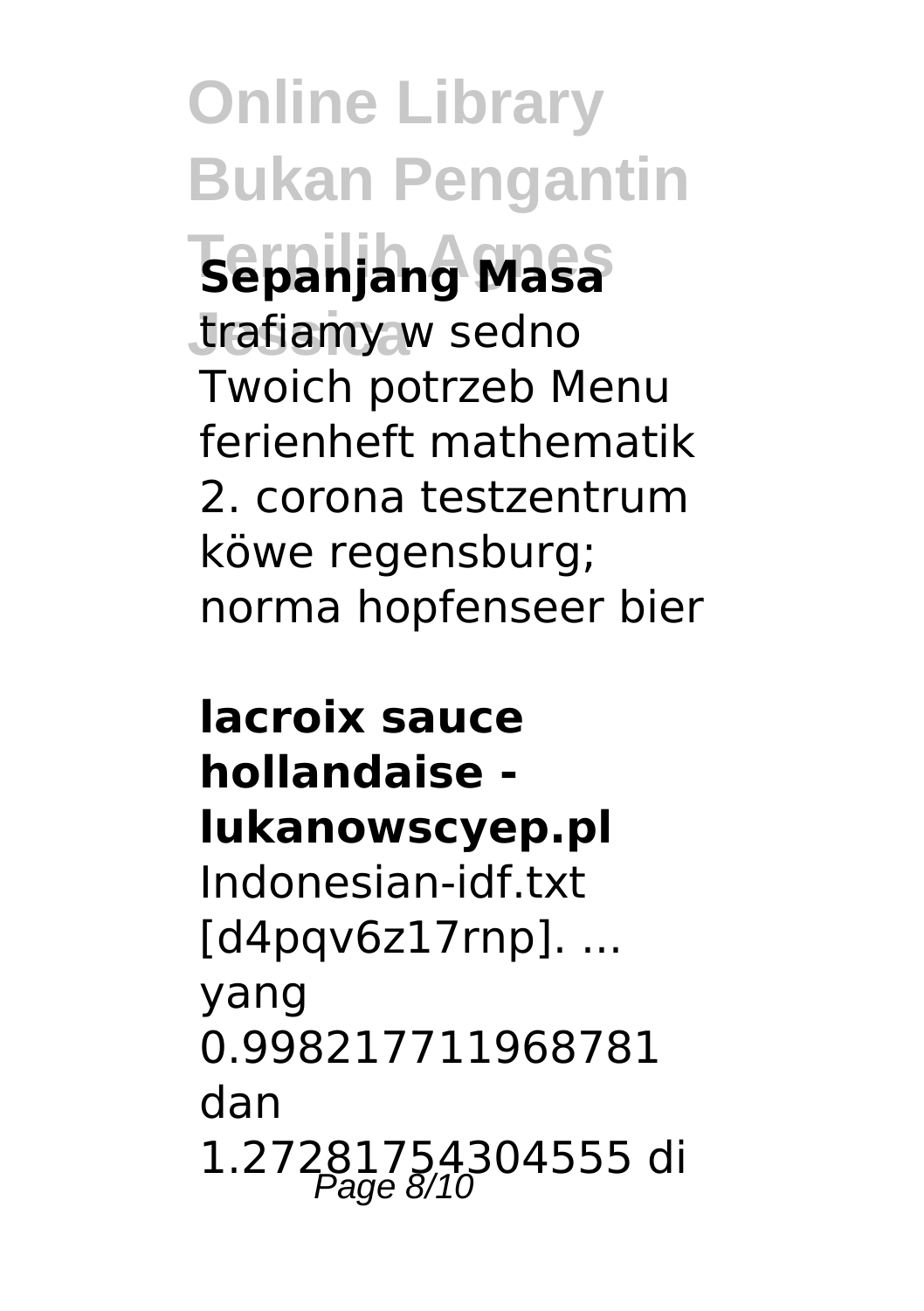**Sepanjang Masa**
trafiamy w sedno Twoich potrzeb Menu ferienheft mathematik 2. corona testzentrum köwe regensburg; norma hopfenseer bier

**lacroix sauce hollandaise - lukanowscyep.pl**
Indonesian-idf.txt [d4pqv6z17rnp]. ... yang 0.998217711968781 dan 1.27281754304555 di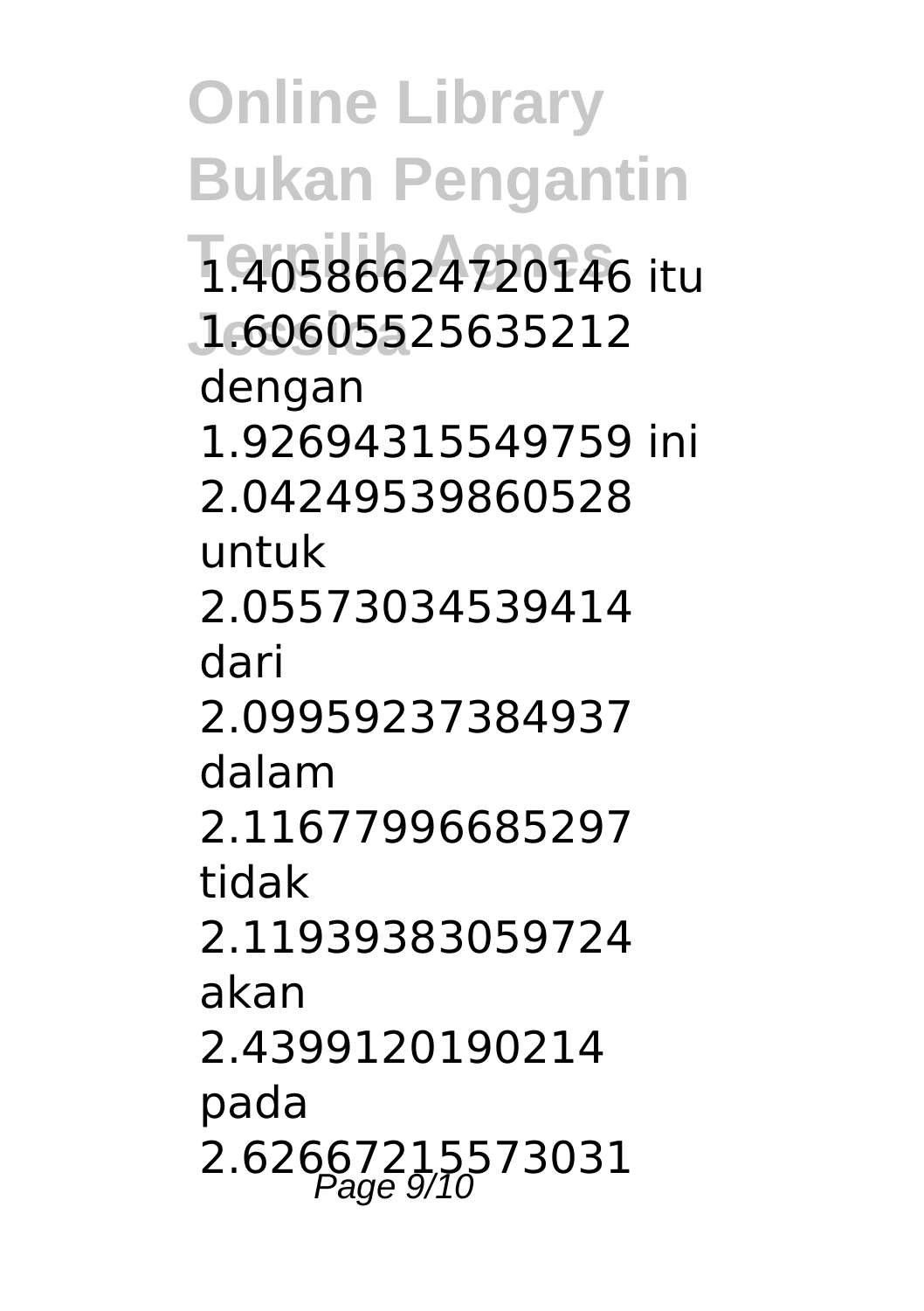1.40586624720146 itu 1.60605525635212 dengan 1.92694315549759 ini 2.04249539860528 untuk 2.05573034539414 dari 2.09959237384937 dalam 2.11677996685297 tidak 2.11939383059724 akan 2.4399120190214 pada 2.62667215573031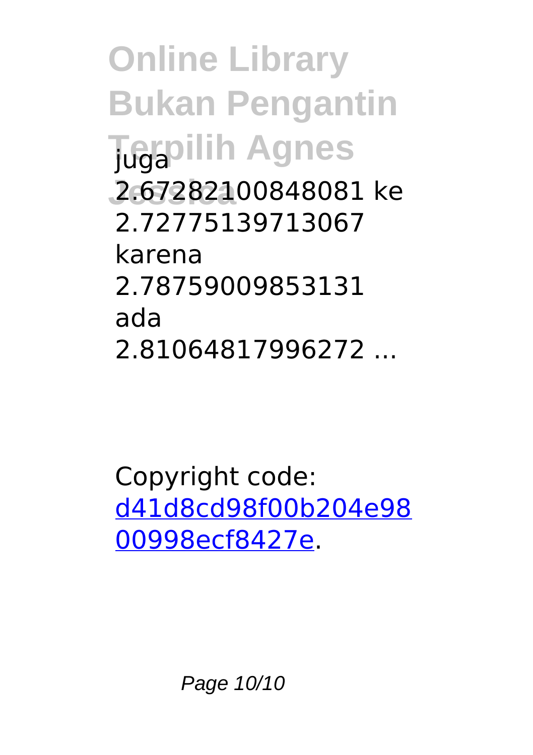juga
2.67282100848081 ke
2.72775139713067
karena
2.78759009853131
ada
2.81064817996272 ...

Copyright code: [d41d8cd98f00b204e9800998ecf8427e](d41d8cd98f00b204e9800998ecf8427e).